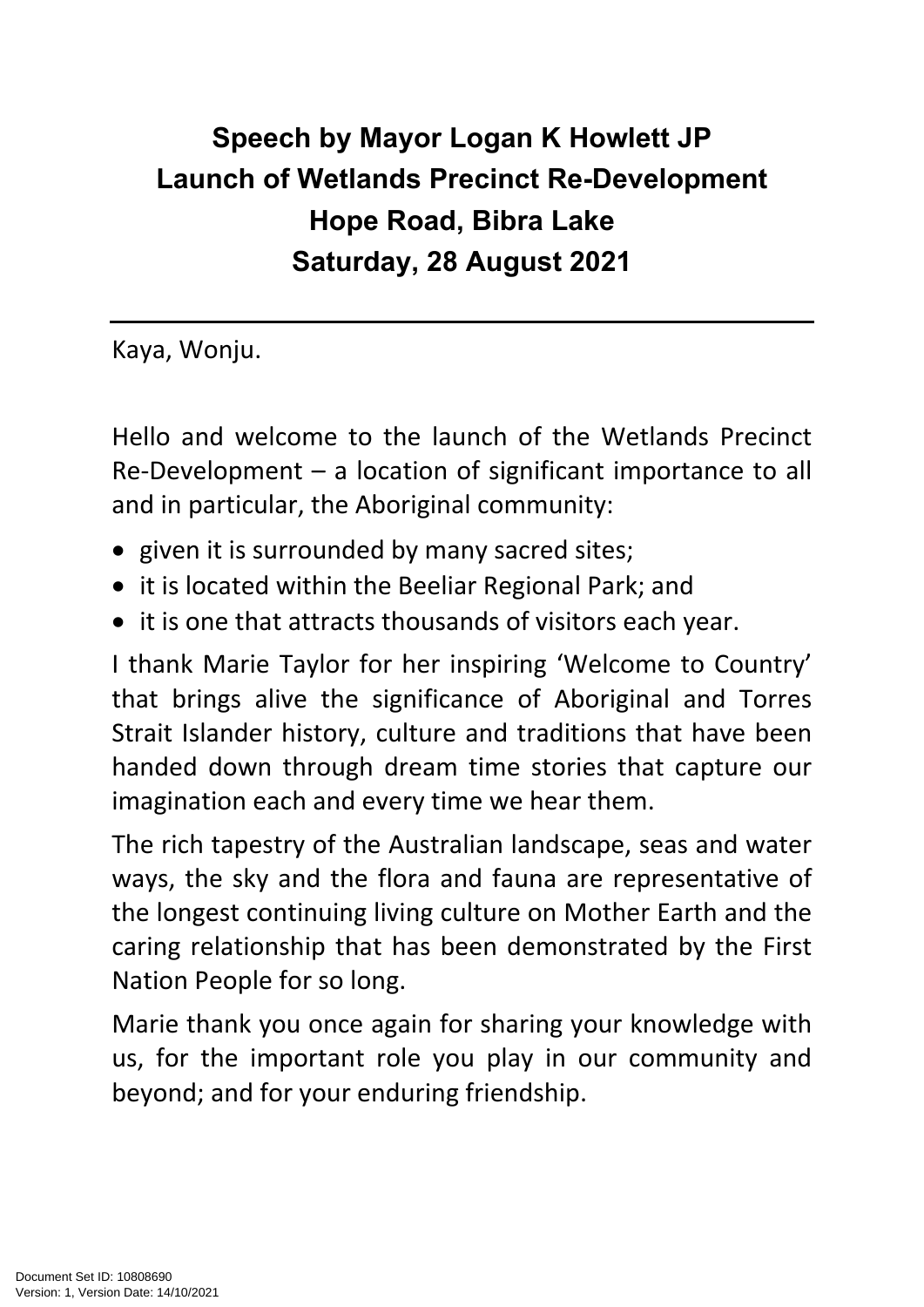# Speech by Mayor Logan K Howlett JP
# Launch of Wetlands Precinct Re-Development
# Hope Road, Bibra Lake
# Saturday, 28 August 2021

---

Kaya, Wonju.

Hello and welcome to the launch of the Wetlands Precinct Re-Development – a location of significant importance to all and in particular, the Aboriginal community:

- given it is surrounded by many sacred sites;
- it is located within the Beeliar Regional Park; and
- it is one that attracts thousands of visitors each year.

I thank Marie Taylor for her inspiring 'Welcome to Country' that brings alive the significance of Aboriginal and Torres Strait Islander history, culture and traditions that have been handed down through dream time stories that capture our imagination each and every time we hear them.

The rich tapestry of the Australian landscape, seas and water ways, the sky and the flora and fauna are representative of the longest continuing living culture on Mother Earth and the caring relationship that has been demonstrated by the First Nation People for so long.

Marie thank you once again for sharing your knowledge with us, for the important role you play in our community and beyond; and for your enduring friendship.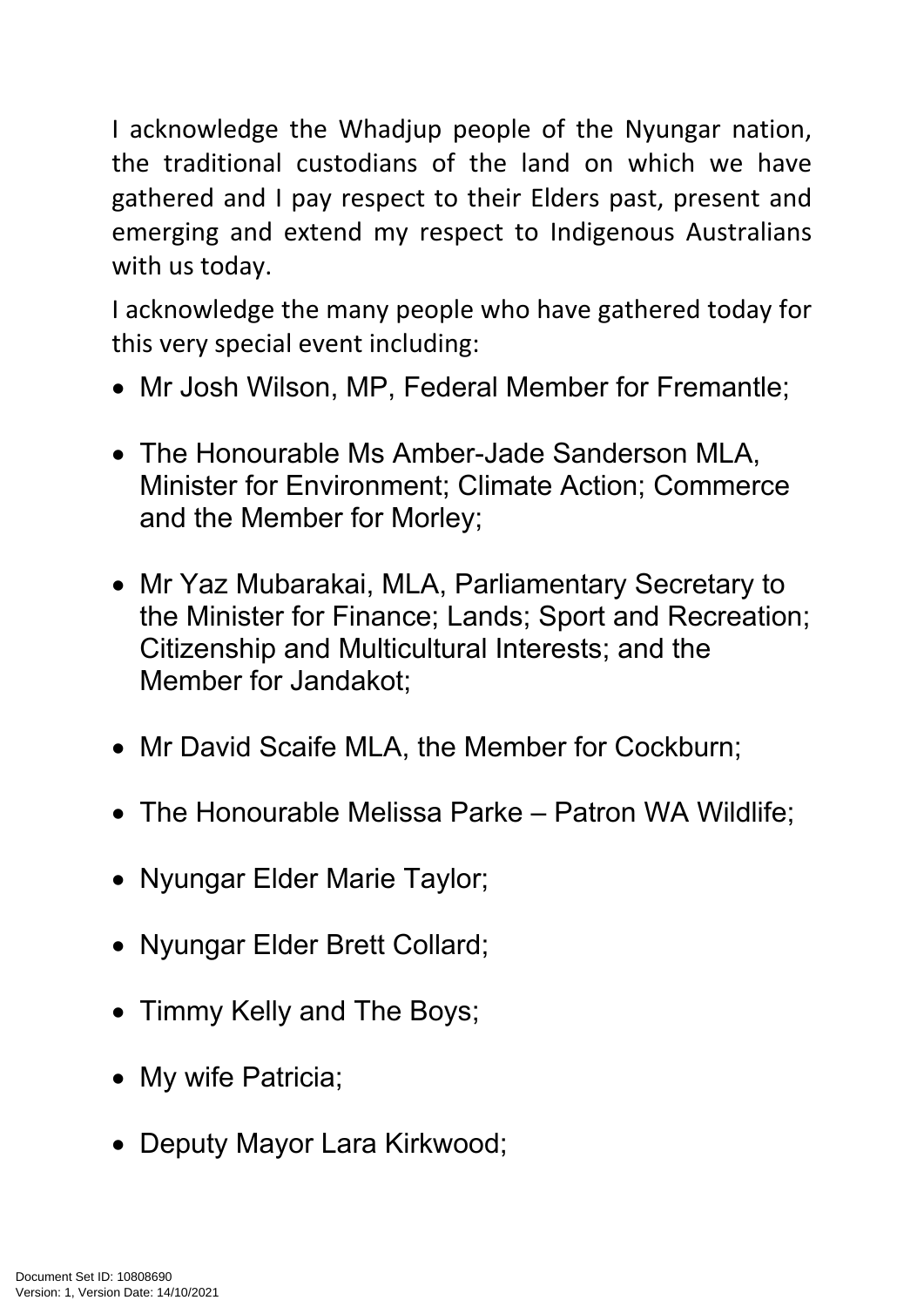I acknowledge the Whadjup people of the Nyungar nation, the traditional custodians of the land on which we have gathered and I pay respect to their Elders past, present and emerging and extend my respect to Indigenous Australians with us today.

I acknowledge the many people who have gathered today for this very special event including:

- Mr Josh Wilson, MP, Federal Member for Fremantle;
- The Honourable Ms Amber-Jade Sanderson MLA, Minister for Environment; Climate Action; Commerce and the Member for Morley;
- Mr Yaz Mubarakai, MLA, Parliamentary Secretary to the Minister for Finance; Lands; Sport and Recreation; Citizenship and Multicultural Interests; and the Member for Jandakot;
- Mr David Scaife MLA, the Member for Cockburn;
- The Honourable Melissa Parke – Patron WA Wildlife;
- Nyungar Elder Marie Taylor;
- Nyungar Elder Brett Collard;
- Timmy Kelly and The Boys;
- My wife Patricia;
- Deputy Mayor Lara Kirkwood;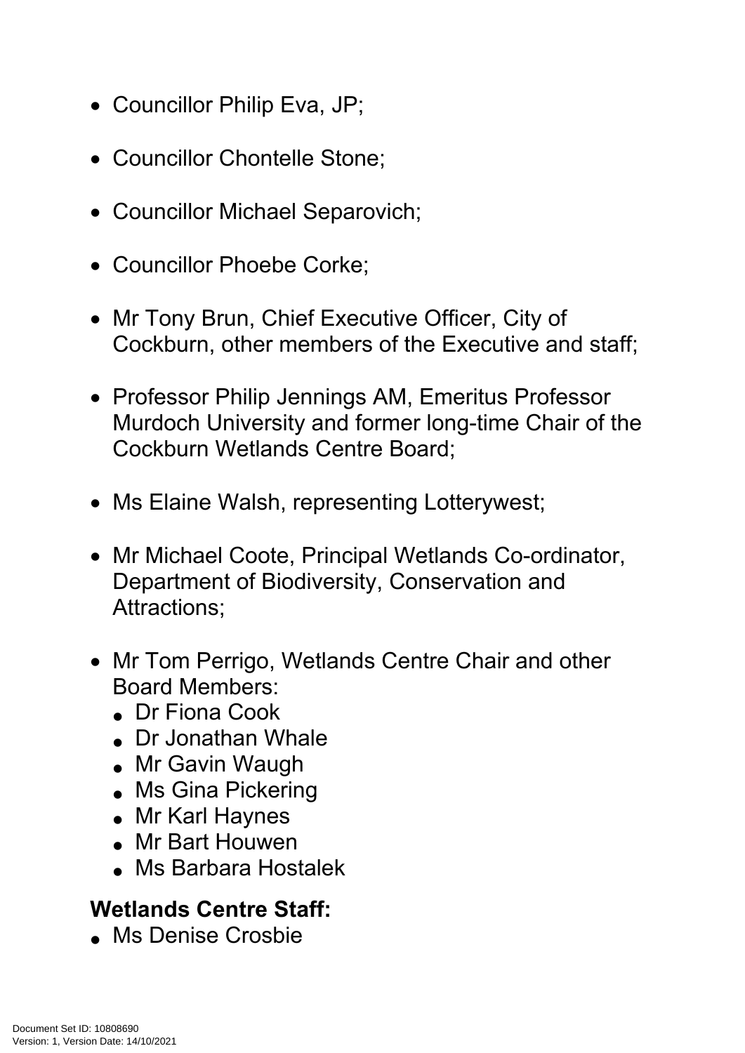- Councillor Philip Eva, JP;
- Councillor Chontelle Stone;
- Councillor Michael Separovich;
- Councillor Phoebe Corke;
- Mr Tony Brun, Chief Executive Officer, City of Cockburn, other members of the Executive and staff;
- Professor Philip Jennings AM, Emeritus Professor Murdoch University and former long-time Chair of the Cockburn Wetlands Centre Board;
- Ms Elaine Walsh, representing Lotterywest;
- Mr Michael Coote, Principal Wetlands Co-ordinator, Department of Biodiversity, Conservation and Attractions;
- Mr Tom Perrigo, Wetlands Centre Chair and other Board Members:
  - Dr Fiona Cook
  - Dr Jonathan Whale
  - Mr Gavin Waugh
  - Ms Gina Pickering
  - Mr Karl Haynes
  - Mr Bart Houwen
  - Ms Barbara Hostalek

**Wetlands Centre Staff:**

- Ms Denise Crosbie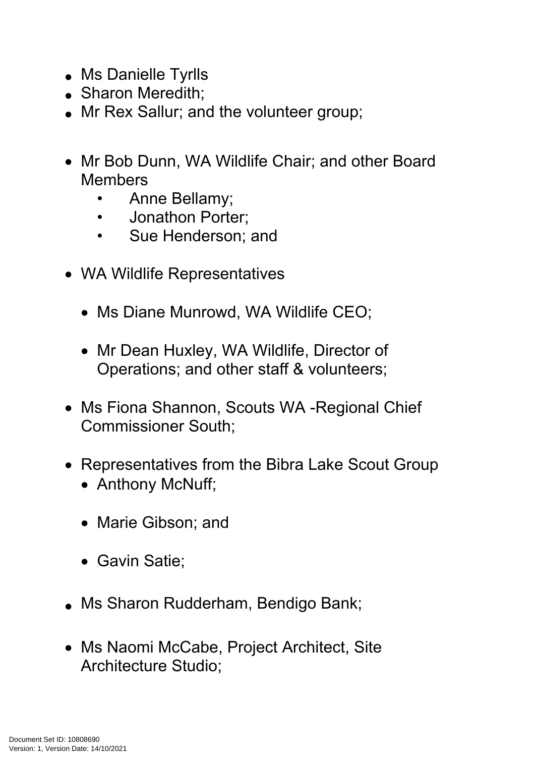- Ms Danielle Tyrlls
- Sharon Meredith;
- Mr Rex Sallur; and the volunteer group;

- Mr Bob Dunn, WA Wildlife Chair; and other Board Members
    - Anne Bellamy;
    - Jonathon Porter;
    - Sue Henderson; and

- WA Wildlife Representatives
    - Ms Diane Munrowd, WA Wildlife CEO;
    - Mr Dean Huxley, WA Wildlife, Director of Operations; and other staff & volunteers;

- Ms Fiona Shannon, Scouts WA -Regional Chief Commissioner South;

- Representatives from the Bibra Lake Scout Group
    - Anthony McNuff;
    - Marie Gibson; and
    - Gavin Satie;

- Ms Sharon Rudderham, Bendigo Bank;

- Ms Naomi McCabe, Project Architect, Site Architecture Studio;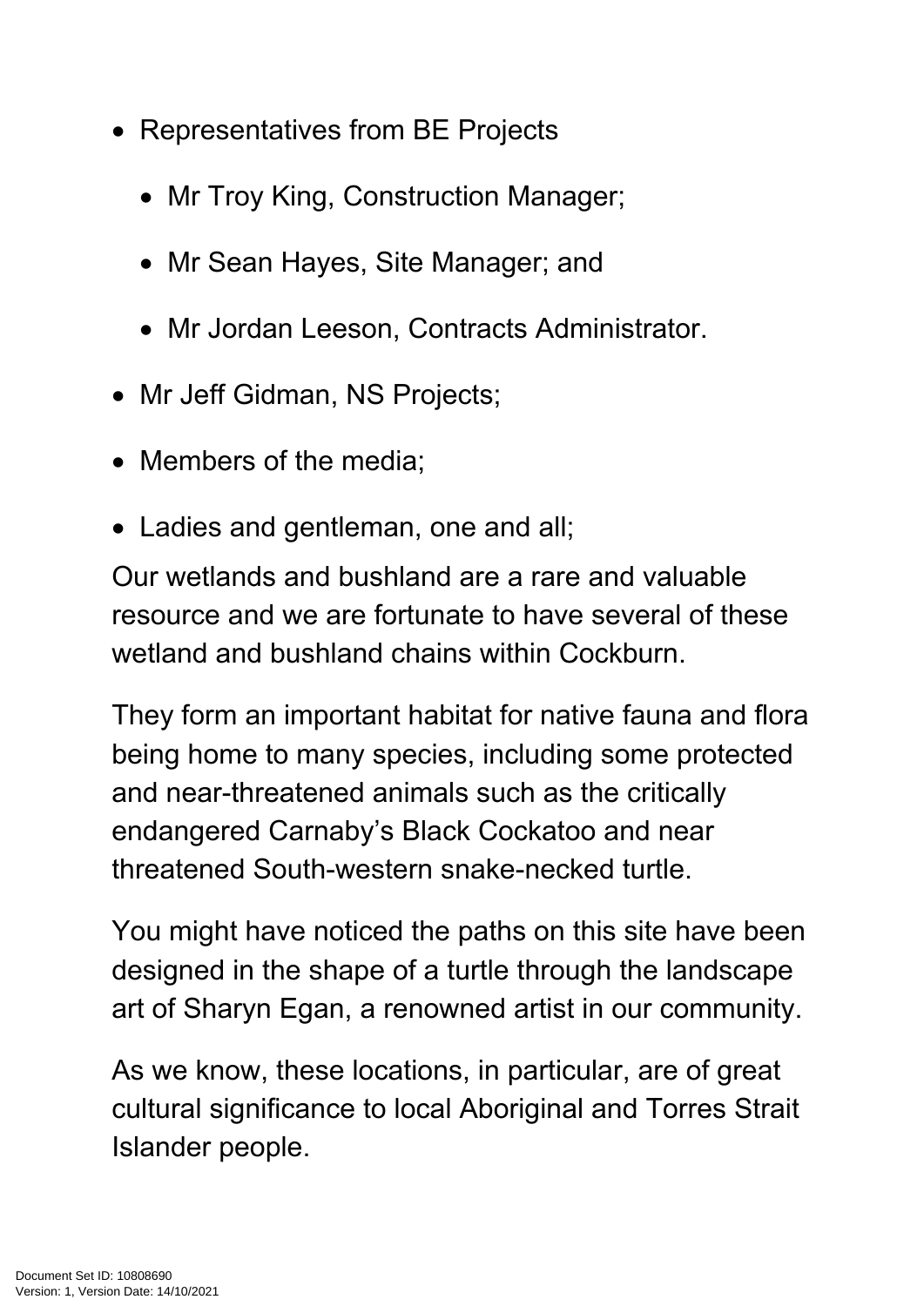- Representatives from BE Projects
  - Mr Troy King, Construction Manager;
  - Mr Sean Hayes, Site Manager; and
  - Mr Jordan Leeson, Contracts Administrator.
- Mr Jeff Gidman, NS Projects;
- Members of the media;
- Ladies and gentleman, one and all;

Our wetlands and bushland are a rare and valuable resource and we are fortunate to have several of these wetland and bushland chains within Cockburn.

They form an important habitat for native fauna and flora being home to many species, including some protected and near-threatened animals such as the critically endangered Carnaby's Black Cockatoo and near threatened South-western snake-necked turtle.

You might have noticed the paths on this site have been designed in the shape of a turtle through the landscape art of Sharyn Egan, a renowned artist in our community.

As we know, these locations, in particular, are of great cultural significance to local Aboriginal and Torres Strait Islander people.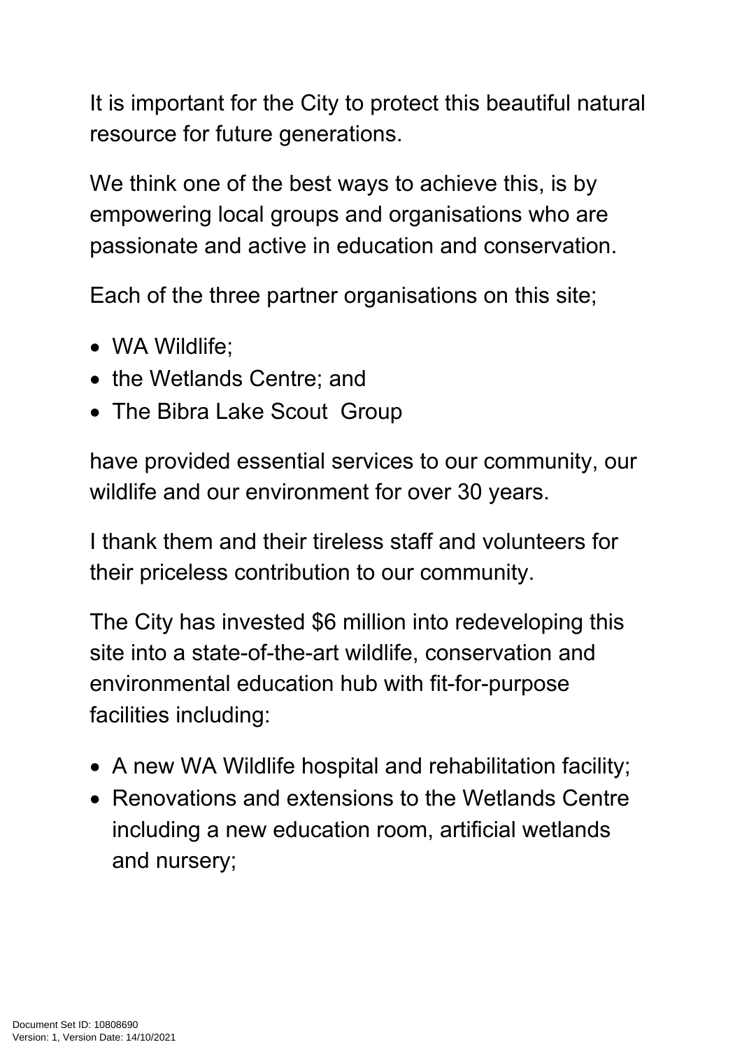It is important for the City to protect this beautiful natural resource for future generations.

We think one of the best ways to achieve this, is by empowering local groups and organisations who are passionate and active in education and conservation.

Each of the three partner organisations on this site;

- WA Wildlife;
- the Wetlands Centre; and
- The Bibra Lake Scout Group

have provided essential services to our community, our wildlife and our environment for over 30 years.

I thank them and their tireless staff and volunteers for their priceless contribution to our community.

The City has invested $6 million into redeveloping this site into a state-of-the-art wildlife, conservation and environmental education hub with fit-for-purpose facilities including:

- A new WA Wildlife hospital and rehabilitation facility;
- Renovations and extensions to the Wetlands Centre including a new education room, artificial wetlands and nursery;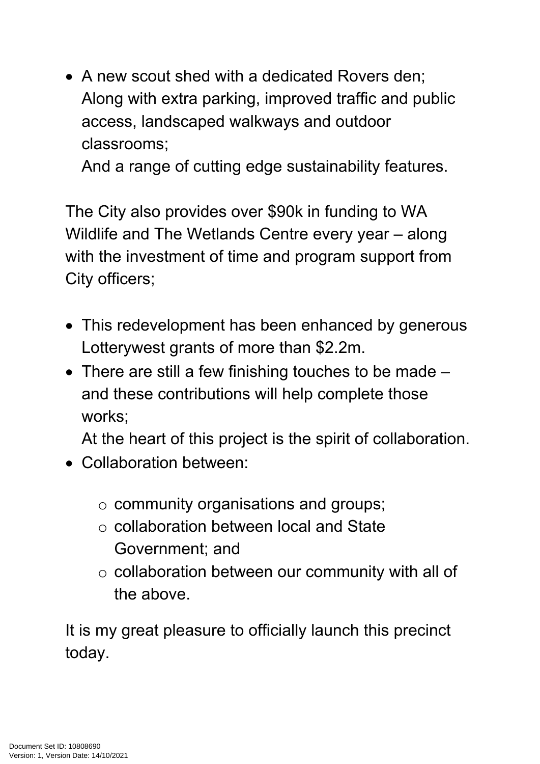- A new scout shed with a dedicated Rovers den;
  Along with extra parking, improved traffic and public access, landscaped walkways and outdoor classrooms;
  And a range of cutting edge sustainability features.

The City also provides over $90k in funding to WA Wildlife and The Wetlands Centre every year – along with the investment of time and program support from City officers;

- This redevelopment has been enhanced by generous Lotterywest grants of more than $2.2m.
- There are still a few finishing touches to be made – and these contributions will help complete those works;
  At the heart of this project is the spirit of collaboration.
- Collaboration between:
  - community organisations and groups;
  - collaboration between local and State Government; and
  - collaboration between our community with all of the above.

It is my great pleasure to officially launch this precinct today.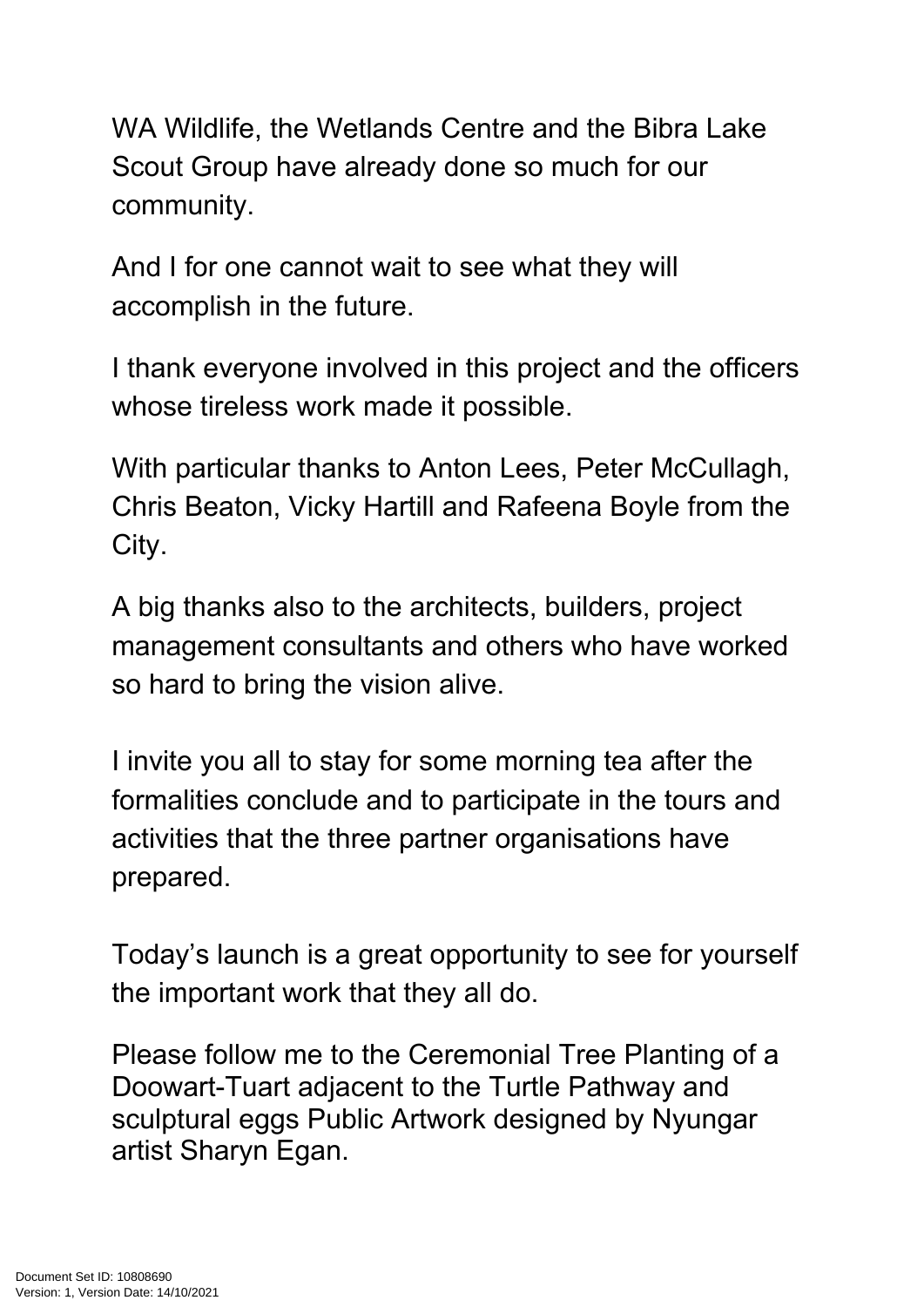WA Wildlife, the Wetlands Centre and the Bibra Lake Scout Group have already done so much for our community.

And I for one cannot wait to see what they will accomplish in the future.

I thank everyone involved in this project and the officers whose tireless work made it possible.

With particular thanks to Anton Lees, Peter McCullagh, Chris Beaton, Vicky Hartill and Rafeena Boyle from the City.

A big thanks also to the architects, builders, project management consultants and others who have worked so hard to bring the vision alive.

I invite you all to stay for some morning tea after the formalities conclude and to participate in the tours and activities that the three partner organisations have prepared.

Today's launch is a great opportunity to see for yourself the important work that they all do.

Please follow me to the Ceremonial Tree Planting of a Doowart-Tuart adjacent to the Turtle Pathway and sculptural eggs Public Artwork designed by Nyungar artist Sharyn Egan.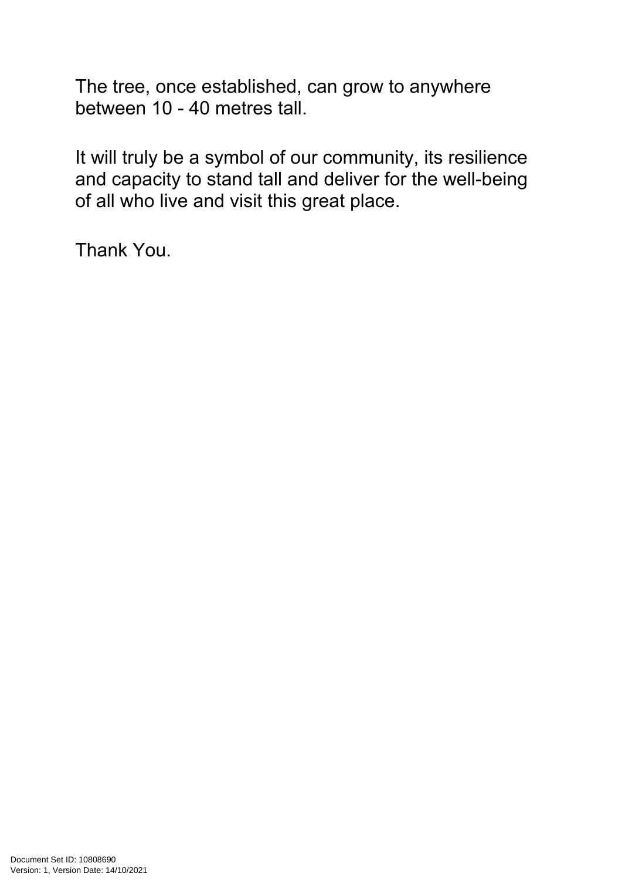The tree, once established, can grow to anywhere between 10 - 40 metres tall.

It will truly be a symbol of our community, its resilience and capacity to stand tall and deliver for the well-being of all who live and visit this great place.

Thank You.